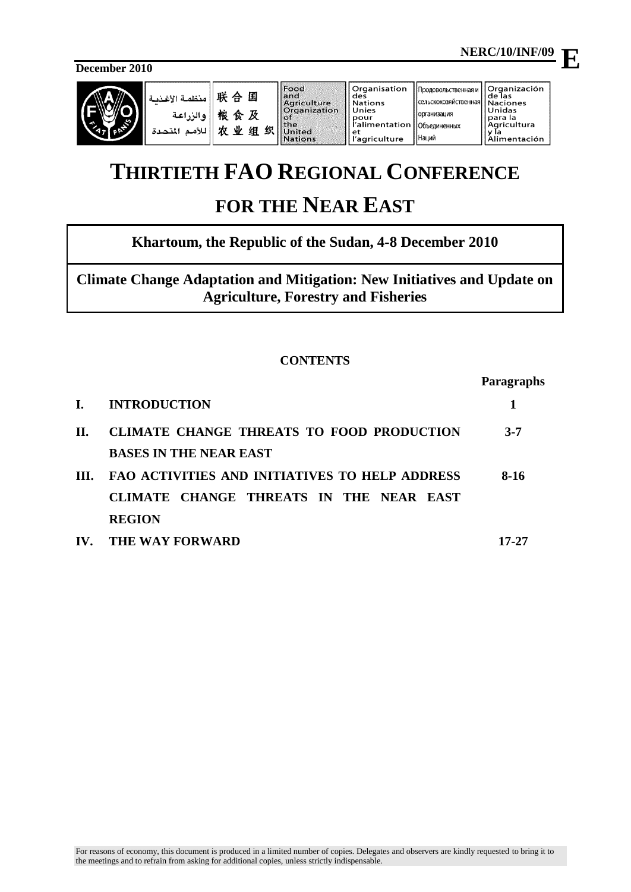**NERC/10/INF/09** **E**

**December 2010**

| منظمة الأغذية والزراعة للأمم المتحدة | 联合国粮食及农业组织 | Food and Agriculture Organization of the United Nations | Organisation des Nations Unies pour l'alimentation et l'agriculture | Продовольственная и сельскохозяйственная организация Объединенных Наций | Organización de las Naciones Unidas para la Agricultura y la Alimentación |
|---|---|---|---|---|---|

# THIRTIETH FAO REGIONAL CONFERENCE FOR THE NEAR EAST

## Khartoum, the Republic of the Sudan, 4-8 December 2010

## Climate Change Adaptation and Mitigation: New Initiatives and Update on Agriculture, Forestry and Fisheries

**CONTENTS**

| | | Paragraphs |
|---|---|---|
| **I.** | **INTRODUCTION** | **1** |
| **II.** | **CLIMATE CHANGE THREATS TO FOOD PRODUCTION BASES IN THE NEAR EAST** | **3-7** |
| **III.** | **FAO ACTIVITIES AND INITIATIVES TO HELP ADDRESS CLIMATE CHANGE THREATS IN THE NEAR EAST REGION** | **8-16** |
| **IV.** | **THE WAY FORWARD** | **17-27** |

For reasons of economy, this document is produced in a limited number of copies. Delegates and observers are kindly requested to bring it to the meetings and to refrain from asking for additional copies, unless strictly indispensable.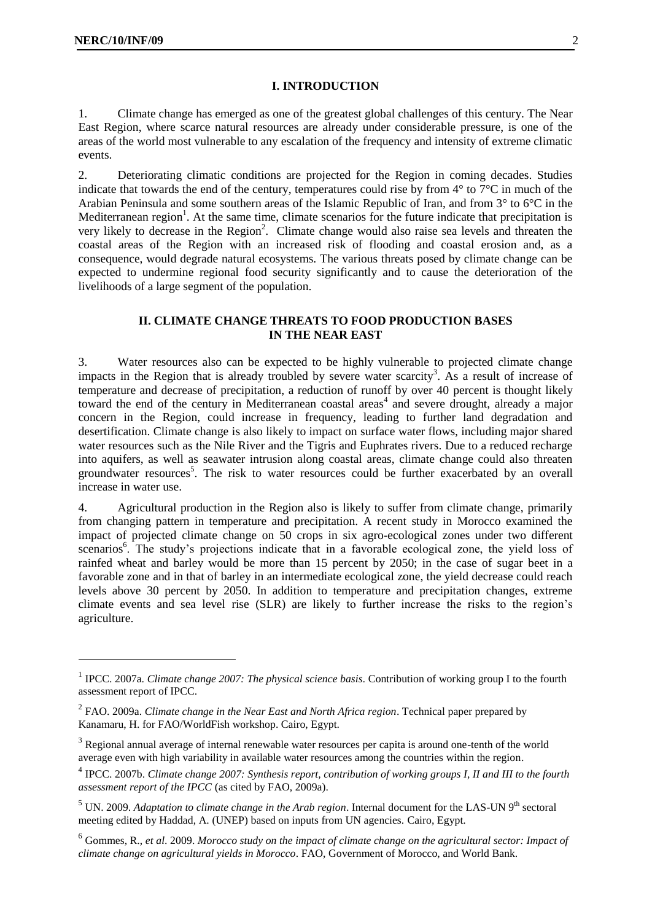## I. INTRODUCTION

1. Climate change has emerged as one of the greatest global challenges of this century. The Near East Region, where scarce natural resources are already under considerable pressure, is one of the areas of the world most vulnerable to any escalation of the frequency and intensity of extreme climatic events.

2. Deteriorating climatic conditions are projected for the Region in coming decades. Studies indicate that towards the end of the century, temperatures could rise by from 4° to 7°C in much of the Arabian Peninsula and some southern areas of the Islamic Republic of Iran, and from 3° to 6°C in the Mediterranean region[1]. At the same time, climate scenarios for the future indicate that precipitation is very likely to decrease in the Region[2]. Climate change would also raise sea levels and threaten the coastal areas of the Region with an increased risk of flooding and coastal erosion and, as a consequence, would degrade natural ecosystems. The various threats posed by climate change can be expected to undermine regional food security significantly and to cause the deterioration of the livelihoods of a large segment of the population.

## II. CLIMATE CHANGE THREATS TO FOOD PRODUCTION BASES IN THE NEAR EAST

3. Water resources also can be expected to be highly vulnerable to projected climate change impacts in the Region that is already troubled by severe water scarcity[3]. As a result of increase of temperature and decrease of precipitation, a reduction of runoff by over 40 percent is thought likely toward the end of the century in Mediterranean coastal areas[4] and severe drought, already a major concern in the Region, could increase in frequency, leading to further land degradation and desertification. Climate change is also likely to impact on surface water flows, including major shared water resources such as the Nile River and the Tigris and Euphrates rivers. Due to a reduced recharge into aquifers, as well as seawater intrusion along coastal areas, climate change could also threaten groundwater resources[5]. The risk to water resources could be further exacerbated by an overall increase in water use.

4. Agricultural production in the Region also is likely to suffer from climate change, primarily from changing pattern in temperature and precipitation. A recent study in Morocco examined the impact of projected climate change on 50 crops in six agro-ecological zones under two different scenarios[6]. The study's projections indicate that in a favorable ecological zone, the yield loss of rainfed wheat and barley would be more than 15 percent by 2050; in the case of sugar beet in a favorable zone and in that of barley in an intermediate ecological zone, the yield decrease could reach levels above 30 percent by 2050. In addition to temperature and precipitation changes, extreme climate events and sea level rise (SLR) are likely to further increase the risks to the region's agriculture.

---

[1] IPCC. 2007a. *Climate change 2007: The physical science basis.* Contribution of working group I to the fourth assessment report of IPCC.

[2] FAO. 2009a. *Climate change in the Near East and North Africa region*. Technical paper prepared by Kanamaru, H. for FAO/WorldFish workshop. Cairo, Egypt.

[3] Regional annual average of internal renewable water resources per capita is around one-tenth of the world average even with high variability in available water resources among the countries within the region.

[4] IPCC. 2007b. *Climate change 2007: Synthesis report, contribution of working groups I, II and III to the fourth assessment report of the IPCC* (as cited by FAO, 2009a).

[5] UN. 2009. *Adaptation to climate change in the Arab region*. Internal document for the LAS-UN 9th sectoral meeting edited by Haddad, A. (UNEP) based on inputs from UN agencies. Cairo, Egypt.

[6] Gommes, R., *et al.* 2009. *Morocco study on the impact of climate change on the agricultural sector: Impact of climate change on agricultural yields in Morocco*. FAO, Government of Morocco, and World Bank.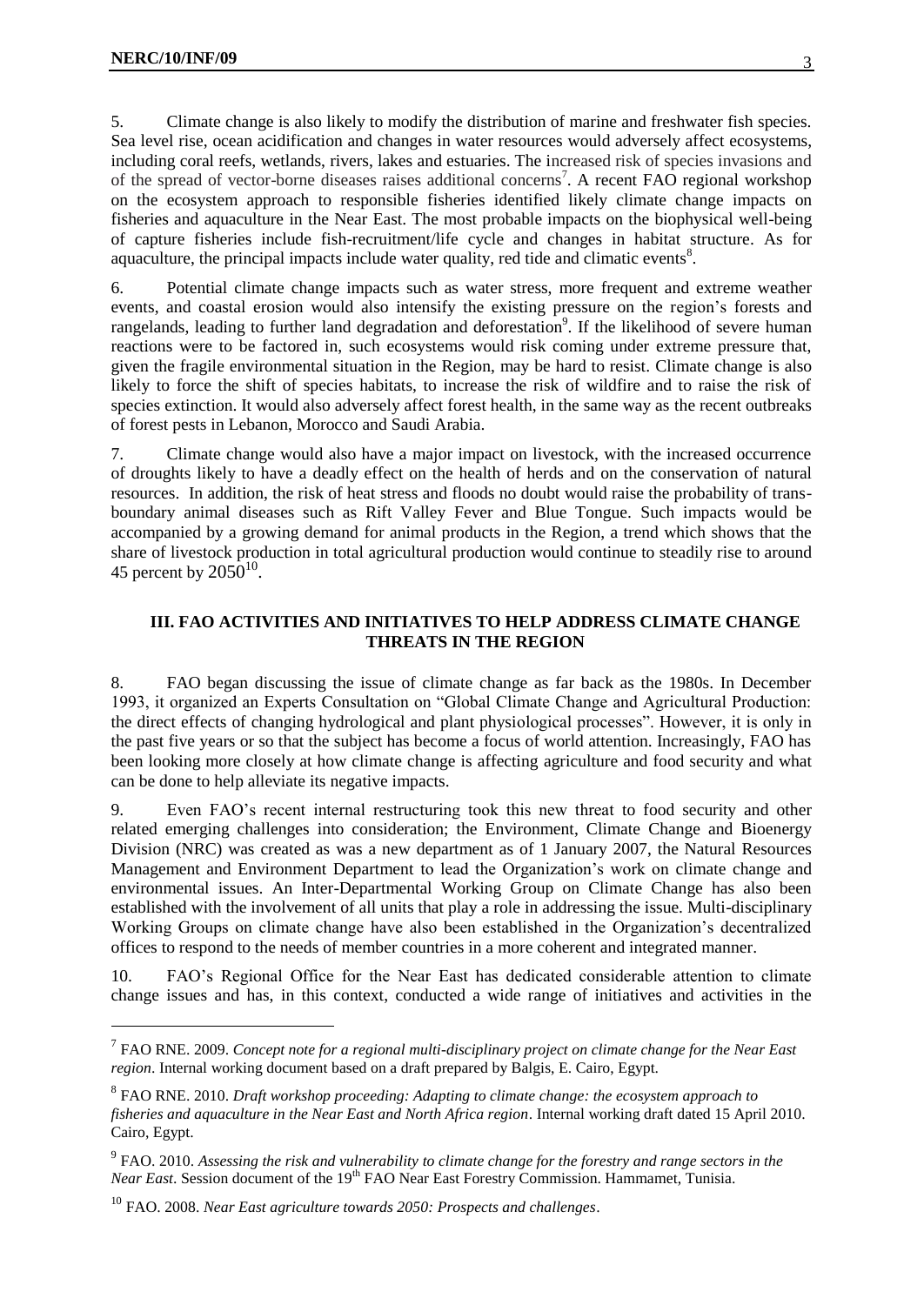5. Climate change is also likely to modify the distribution of marine and freshwater fish species. Sea level rise, ocean acidification and changes in water resources would adversely affect ecosystems, including coral reefs, wetlands, rivers, lakes and estuaries. The increased risk of species invasions and of the spread of vector-borne diseases raises additional concerns[7]. A recent FAO regional workshop on the ecosystem approach to responsible fisheries identified likely climate change impacts on fisheries and aquaculture in the Near East. The most probable impacts on the biophysical well-being of capture fisheries include fish-recruitment/life cycle and changes in habitat structure. As for aquaculture, the principal impacts include water quality, red tide and climatic events[8].

6. Potential climate change impacts such as water stress, more frequent and extreme weather events, and coastal erosion would also intensify the existing pressure on the region's forests and rangelands, leading to further land degradation and deforestation[9]. If the likelihood of severe human reactions were to be factored in, such ecosystems would risk coming under extreme pressure that, given the fragile environmental situation in the Region, may be hard to resist. Climate change is also likely to force the shift of species habitats, to increase the risk of wildfire and to raise the risk of species extinction. It would also adversely affect forest health, in the same way as the recent outbreaks of forest pests in Lebanon, Morocco and Saudi Arabia.

7. Climate change would also have a major impact on livestock, with the increased occurrence of droughts likely to have a deadly effect on the health of herds and on the conservation of natural resources. In addition, the risk of heat stress and floods no doubt would raise the probability of trans-boundary animal diseases such as Rift Valley Fever and Blue Tongue. Such impacts would be accompanied by a growing demand for animal products in the Region, a trend which shows that the share of livestock production in total agricultural production would continue to steadily rise to around 45 percent by 2050[10].

## III. FAO ACTIVITIES AND INITIATIVES TO HELP ADDRESS CLIMATE CHANGE THREATS IN THE REGION

8. FAO began discussing the issue of climate change as far back as the 1980s. In December 1993, it organized an Experts Consultation on "Global Climate Change and Agricultural Production: the direct effects of changing hydrological and plant physiological processes". However, it is only in the past five years or so that the subject has become a focus of world attention. Increasingly, FAO has been looking more closely at how climate change is affecting agriculture and food security and what can be done to help alleviate its negative impacts.

9. Even FAO's recent internal restructuring took this new threat to food security and other related emerging challenges into consideration; the Environment, Climate Change and Bioenergy Division (NRC) was created as was a new department as of 1 January 2007, the Natural Resources Management and Environment Department to lead the Organization's work on climate change and environmental issues. An Inter-Departmental Working Group on Climate Change has also been established with the involvement of all units that play a role in addressing the issue. Multi-disciplinary Working Groups on climate change have also been established in the Organization's decentralized offices to respond to the needs of member countries in a more coherent and integrated manner.

10. FAO's Regional Office for the Near East has dedicated considerable attention to climate change issues and has, in this context, conducted a wide range of initiatives and activities in the

---

[7] FAO RNE. 2009. *Concept note for a regional multi-disciplinary project on climate change for the Near East region*. Internal working document based on a draft prepared by Balgis, E. Cairo, Egypt.

[8] FAO RNE. 2010. *Draft workshop proceeding: Adapting to climate change: the ecosystem approach to fisheries and aquaculture in the Near East and North Africa region*. Internal working draft dated 15 April 2010. Cairo, Egypt.

[9] FAO. 2010. *Assessing the risk and vulnerability to climate change for the forestry and range sectors in the Near East*. Session document of the 19th FAO Near East Forestry Commission. Hammamet, Tunisia.

[10] FAO. 2008. *Near East agriculture towards 2050: Prospects and challenges*.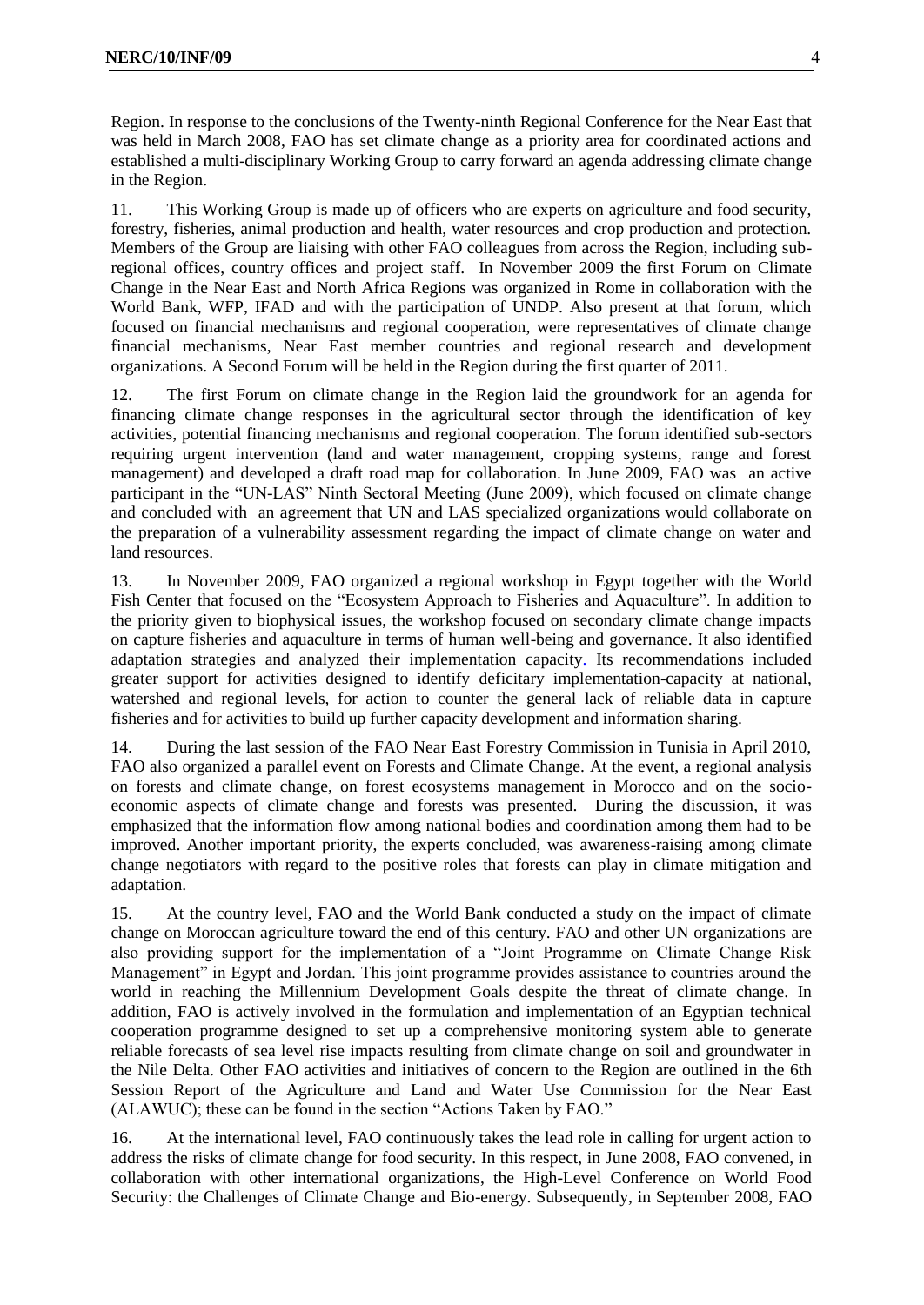Region. In response to the conclusions of the Twenty-ninth Regional Conference for the Near East that was held in March 2008, FAO has set climate change as a priority area for coordinated actions and established a multi-disciplinary Working Group to carry forward an agenda addressing climate change in the Region.

11. This Working Group is made up of officers who are experts on agriculture and food security, forestry, fisheries, animal production and health, water resources and crop production and protection. Members of the Group are liaising with other FAO colleagues from across the Region, including sub-regional offices, country offices and project staff. In November 2009 the first Forum on Climate Change in the Near East and North Africa Regions was organized in Rome in collaboration with the World Bank, WFP, IFAD and with the participation of UNDP. Also present at that forum, which focused on financial mechanisms and regional cooperation, were representatives of climate change financial mechanisms, Near East member countries and regional research and development organizations. A Second Forum will be held in the Region during the first quarter of 2011.

12. The first Forum on climate change in the Region laid the groundwork for an agenda for financing climate change responses in the agricultural sector through the identification of key activities, potential financing mechanisms and regional cooperation. The forum identified sub-sectors requiring urgent intervention (land and water management, cropping systems, range and forest management) and developed a draft road map for collaboration. In June 2009, FAO was an active participant in the "UN-LAS" Ninth Sectoral Meeting (June 2009), which focused on climate change and concluded with an agreement that UN and LAS specialized organizations would collaborate on the preparation of a vulnerability assessment regarding the impact of climate change on water and land resources.

13. In November 2009, FAO organized a regional workshop in Egypt together with the World Fish Center that focused on the "Ecosystem Approach to Fisheries and Aquaculture". In addition to the priority given to biophysical issues, the workshop focused on secondary climate change impacts on capture fisheries and aquaculture in terms of human well-being and governance. It also identified adaptation strategies and analyzed their implementation capacity. Its recommendations included greater support for activities designed to identify deficitary implementation-capacity at national, watershed and regional levels, for action to counter the general lack of reliable data in capture fisheries and for activities to build up further capacity development and information sharing.

14. During the last session of the FAO Near East Forestry Commission in Tunisia in April 2010, FAO also organized a parallel event on Forests and Climate Change. At the event, a regional analysis on forests and climate change, on forest ecosystems management in Morocco and on the socio-economic aspects of climate change and forests was presented. During the discussion, it was emphasized that the information flow among national bodies and coordination among them had to be improved. Another important priority, the experts concluded, was awareness-raising among climate change negotiators with regard to the positive roles that forests can play in climate mitigation and adaptation.

15. At the country level, FAO and the World Bank conducted a study on the impact of climate change on Moroccan agriculture toward the end of this century. FAO and other UN organizations are also providing support for the implementation of a "Joint Programme on Climate Change Risk Management" in Egypt and Jordan. This joint programme provides assistance to countries around the world in reaching the Millennium Development Goals despite the threat of climate change. In addition, FAO is actively involved in the formulation and implementation of an Egyptian technical cooperation programme designed to set up a comprehensive monitoring system able to generate reliable forecasts of sea level rise impacts resulting from climate change on soil and groundwater in the Nile Delta. Other FAO activities and initiatives of concern to the Region are outlined in the 6th Session Report of the Agriculture and Land and Water Use Commission for the Near East (ALAWUC); these can be found in the section "Actions Taken by FAO."

16. At the international level, FAO continuously takes the lead role in calling for urgent action to address the risks of climate change for food security. In this respect, in June 2008, FAO convened, in collaboration with other international organizations, the High-Level Conference on World Food Security: the Challenges of Climate Change and Bio-energy. Subsequently, in September 2008, FAO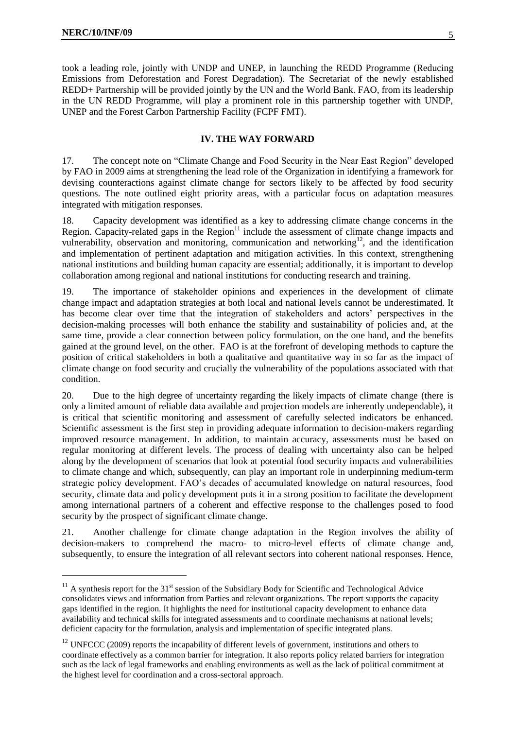took a leading role, jointly with UNDP and UNEP, in launching the REDD Programme (Reducing Emissions from Deforestation and Forest Degradation). The Secretariat of the newly established REDD+ Partnership will be provided jointly by the UN and the World Bank. FAO, from its leadership in the UN REDD Programme, will play a prominent role in this partnership together with UNDP, UNEP and the Forest Carbon Partnership Facility (FCPF FMT).

## IV. THE WAY FORWARD

17. The concept note on "Climate Change and Food Security in the Near East Region" developed by FAO in 2009 aims at strengthening the lead role of the Organization in identifying a framework for devising counteractions against climate change for sectors likely to be affected by food security questions. The note outlined eight priority areas, with a particular focus on adaptation measures integrated with mitigation responses.

18. Capacity development was identified as a key to addressing climate change concerns in the Region. Capacity-related gaps in the Region[11] include the assessment of climate change impacts and vulnerability, observation and monitoring, communication and networking[12], and the identification and implementation of pertinent adaptation and mitigation activities. In this context, strengthening national institutions and building human capacity are essential; additionally, it is important to develop collaboration among regional and national institutions for conducting research and training.

19. The importance of stakeholder opinions and experiences in the development of climate change impact and adaptation strategies at both local and national levels cannot be underestimated. It has become clear over time that the integration of stakeholders and actors' perspectives in the decision-making processes will both enhance the stability and sustainability of policies and, at the same time, provide a clear connection between policy formulation, on the one hand, and the benefits gained at the ground level, on the other. FAO is at the forefront of developing methods to capture the position of critical stakeholders in both a qualitative and quantitative way in so far as the impact of climate change on food security and crucially the vulnerability of the populations associated with that condition.

20. Due to the high degree of uncertainty regarding the likely impacts of climate change (there is only a limited amount of reliable data available and projection models are inherently undependable), it is critical that scientific monitoring and assessment of carefully selected indicators be enhanced. Scientific assessment is the first step in providing adequate information to decision-makers regarding improved resource management. In addition, to maintain accuracy, assessments must be based on regular monitoring at different levels. The process of dealing with uncertainty also can be helped along by the development of scenarios that look at potential food security impacts and vulnerabilities to climate change and which, subsequently, can play an important role in underpinning medium-term strategic policy development. FAO's decades of accumulated knowledge on natural resources, food security, climate data and policy development puts it in a strong position to facilitate the development among international partners of a coherent and effective response to the challenges posed to food security by the prospect of significant climate change.

21. Another challenge for climate change adaptation in the Region involves the ability of decision-makers to comprehend the macro- to micro-level effects of climate change and, subsequently, to ensure the integration of all relevant sectors into coherent national responses. Hence,

---

[11] A synthesis report for the 31st session of the Subsidiary Body for Scientific and Technological Advice consolidates views and information from Parties and relevant organizations. The report supports the capacity gaps identified in the region. It highlights the need for institutional capacity development to enhance data availability and technical skills for integrated assessments and to coordinate mechanisms at national levels; deficient capacity for the formulation, analysis and implementation of specific integrated plans.

[12] UNFCCC (2009) reports the incapability of different levels of government, institutions and others to coordinate effectively as a common barrier for integration. It also reports policy related barriers for integration such as the lack of legal frameworks and enabling environments as well as the lack of political commitment at the highest level for coordination and a cross-sectoral approach.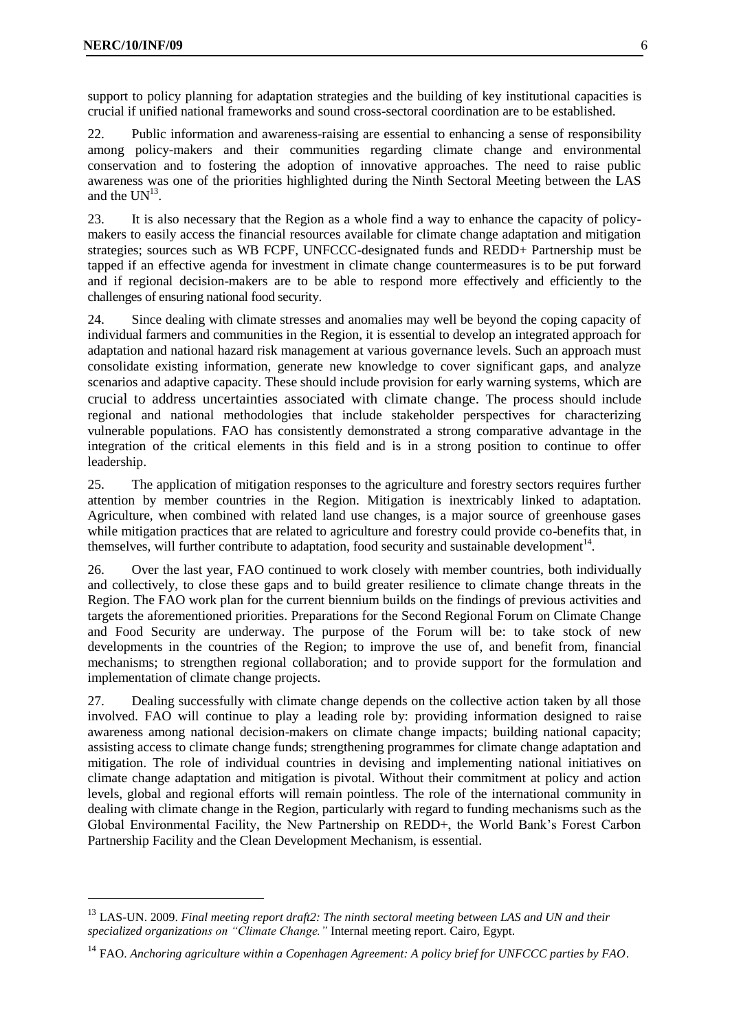support to policy planning for adaptation strategies and the building of key institutional capacities is crucial if unified national frameworks and sound cross-sectoral coordination are to be established.

22. Public information and awareness-raising are essential to enhancing a sense of responsibility among policy-makers and their communities regarding climate change and environmental conservation and to fostering the adoption of innovative approaches. The need to raise public awareness was one of the priorities highlighted during the Ninth Sectoral Meeting between the LAS and the UN[13].

23. It is also necessary that the Region as a whole find a way to enhance the capacity of policy-makers to easily access the financial resources available for climate change adaptation and mitigation strategies; sources such as WB FCPF, UNFCCC-designated funds and REDD+ Partnership must be tapped if an effective agenda for investment in climate change countermeasures is to be put forward and if regional decision-makers are to be able to respond more effectively and efficiently to the challenges of ensuring national food security.

24. Since dealing with climate stresses and anomalies may well be beyond the coping capacity of individual farmers and communities in the Region, it is essential to develop an integrated approach for adaptation and national hazard risk management at various governance levels. Such an approach must consolidate existing information, generate new knowledge to cover significant gaps, and analyze scenarios and adaptive capacity. These should include provision for early warning systems, which are crucial to address uncertainties associated with climate change. The process should include regional and national methodologies that include stakeholder perspectives for characterizing vulnerable populations. FAO has consistently demonstrated a strong comparative advantage in the integration of the critical elements in this field and is in a strong position to continue to offer leadership.

25. The application of mitigation responses to the agriculture and forestry sectors requires further attention by member countries in the Region. Mitigation is inextricably linked to adaptation. Agriculture, when combined with related land use changes, is a major source of greenhouse gases while mitigation practices that are related to agriculture and forestry could provide co-benefits that, in themselves, will further contribute to adaptation, food security and sustainable development[14].

26. Over the last year, FAO continued to work closely with member countries, both individually and collectively, to close these gaps and to build greater resilience to climate change threats in the Region. The FAO work plan for the current biennium builds on the findings of previous activities and targets the aforementioned priorities. Preparations for the Second Regional Forum on Climate Change and Food Security are underway. The purpose of the Forum will be: to take stock of new developments in the countries of the Region; to improve the use of, and benefit from, financial mechanisms; to strengthen regional collaboration; and to provide support for the formulation and implementation of climate change projects.

27. Dealing successfully with climate change depends on the collective action taken by all those involved. FAO will continue to play a leading role by: providing information designed to raise awareness among national decision-makers on climate change impacts; building national capacity; assisting access to climate change funds; strengthening programmes for climate change adaptation and mitigation. The role of individual countries in devising and implementing national initiatives on climate change adaptation and mitigation is pivotal. Without their commitment at policy and action levels, global and regional efforts will remain pointless. The role of the international community in dealing with climate change in the Region, particularly with regard to funding mechanisms such as the Global Environmental Facility, the New Partnership on REDD+, the World Bank's Forest Carbon Partnership Facility and the Clean Development Mechanism, is essential.

---

[13] LAS-UN. 2009. *Final meeting report draft2: The ninth sectoral meeting between LAS and UN and their specialized organizations on "Climate Change."* Internal meeting report. Cairo, Egypt.

[14] FAO. *Anchoring agriculture within a Copenhagen Agreement: A policy brief for UNFCCC parties by FAO*.